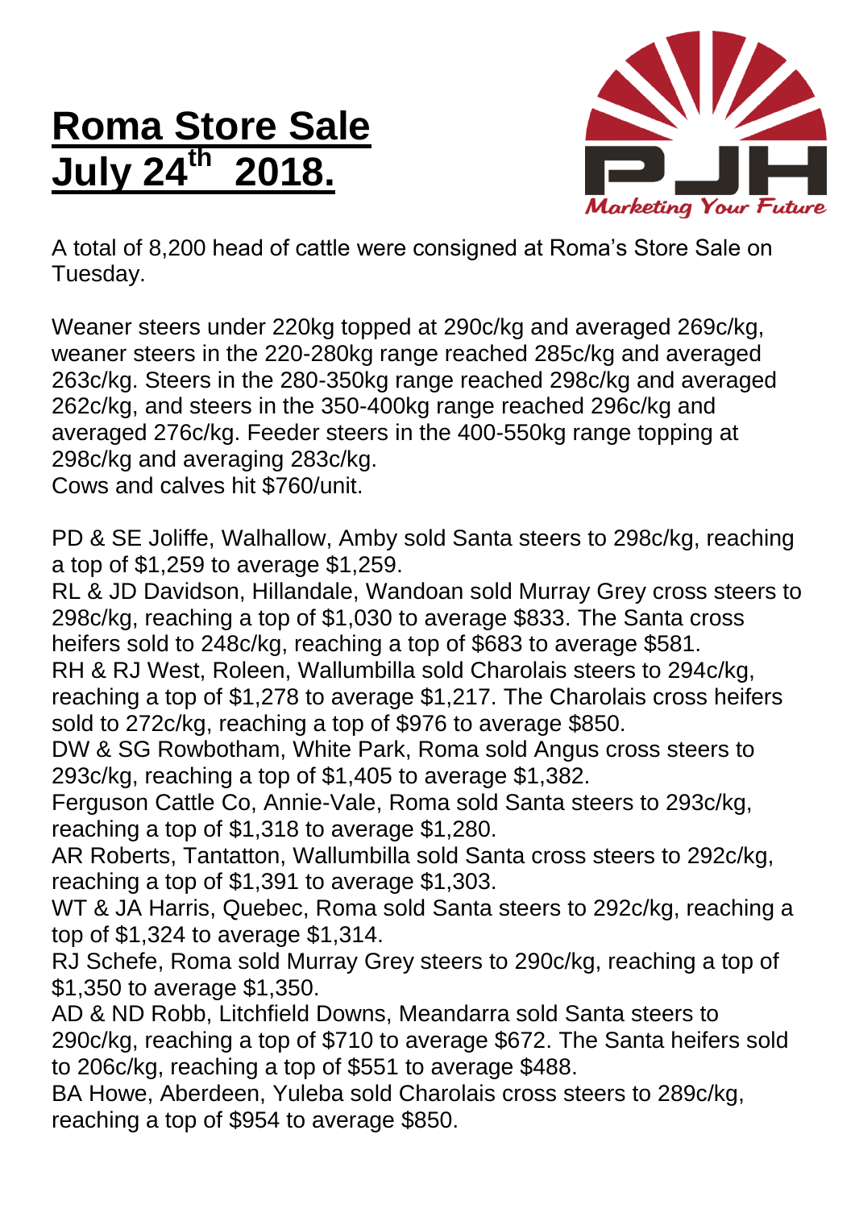# Roma Store Sale July 24th 2018.

A total of 8,200 head of cattle were consigned at Roma's Store Sale on Tuesday.

Weaner steers under 220kg topped at 290c/kg and averaged 269c/kg, weaner steers in the 220-280kg range reached 285c/kg and averaged 263c/kg. Steers in the 280-350kg range reached 298c/kg and averaged 262c/kg, and steers in the 350-400kg range reached 296c/kg and averaged 276c/kg. Feeder steers in the 400-550kg range topping at 298c/kg and averaging 283c/kg.
Cows and calves hit $760/unit.

PD & SE Joliffe, Walhallow, Amby sold Santa steers to 298c/kg, reaching a top of $1,259 to average $1,259.
RL & JD Davidson, Hillandale, Wandoan sold Murray Grey cross steers to 298c/kg, reaching a top of $1,030 to average $833. The Santa cross heifers sold to 248c/kg, reaching a top of $683 to average $581.
RH & RJ West, Roleen, Wallumbilla sold Charolais steers to 294c/kg, reaching a top of $1,278 to average $1,217. The Charolais cross heifers sold to 272c/kg, reaching a top of $976 to average $850.
DW & SG Rowbotham, White Park, Roma sold Angus cross steers to 293c/kg, reaching a top of $1,405 to average $1,382.
Ferguson Cattle Co, Annie-Vale, Roma sold Santa steers to 293c/kg, reaching a top of $1,318 to average $1,280.
AR Roberts, Tantatton, Wallumbilla sold Santa cross steers to 292c/kg, reaching a top of $1,391 to average $1,303.
WT & JA Harris, Quebec, Roma sold Santa steers to 292c/kg, reaching a top of $1,324 to average $1,314.
RJ Schefe, Roma sold Murray Grey steers to 290c/kg, reaching a top of $1,350 to average $1,350.
AD & ND Robb, Litchfield Downs, Meandarra sold Santa steers to 290c/kg, reaching a top of $710 to average $672. The Santa heifers sold to 206c/kg, reaching a top of $551 to average $488.
BA Howe, Aberdeen, Yuleba sold Charolais cross steers to 289c/kg, reaching a top of $954 to average $850.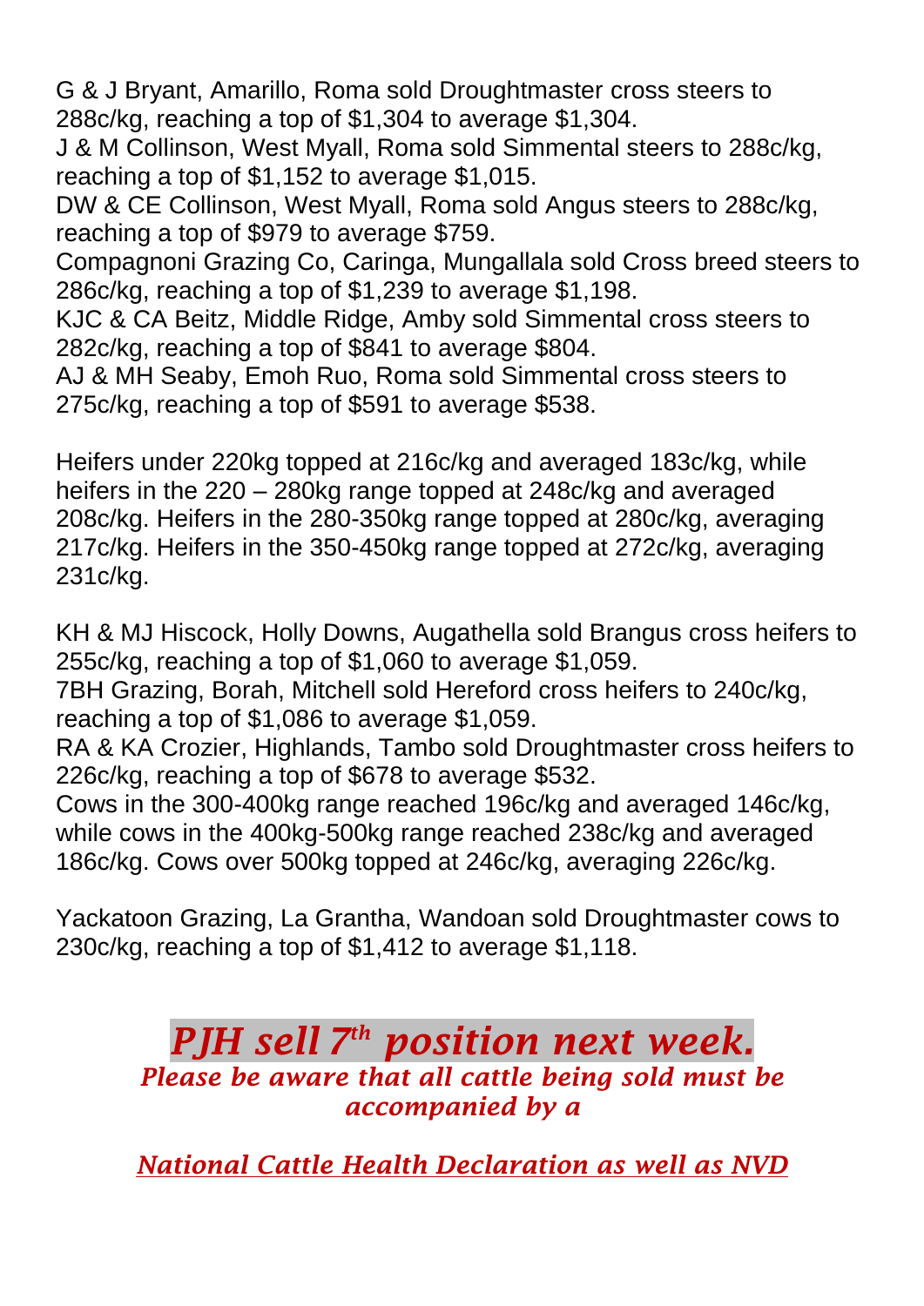G & J Bryant, Amarillo, Roma sold Droughtmaster cross steers to 288c/kg, reaching a top of $1,304 to average $1,304.
J & M Collinson, West Myall, Roma sold Simmental steers to 288c/kg, reaching a top of $1,152 to average $1,015.
DW & CE Collinson, West Myall, Roma sold Angus steers to 288c/kg, reaching a top of $979 to average $759.
Compagnoni Grazing Co, Caringa, Mungallala sold Cross breed steers to 286c/kg, reaching a top of $1,239 to average $1,198.
KJC & CA Beitz, Middle Ridge, Amby sold Simmental cross steers to 282c/kg, reaching a top of $841 to average $804.
AJ & MH Seaby, Emoh Ruo, Roma sold Simmental cross steers to 275c/kg, reaching a top of $591 to average $538.

Heifers under 220kg topped at 216c/kg and averaged 183c/kg, while heifers in the 220 – 280kg range topped at 248c/kg and averaged 208c/kg. Heifers in the 280-350kg range topped at 280c/kg, averaging 217c/kg. Heifers in the 350-450kg range topped at 272c/kg, averaging 231c/kg.

KH & MJ Hiscock, Holly Downs, Augathella sold Brangus cross heifers to 255c/kg, reaching a top of $1,060 to average $1,059.
7BH Grazing, Borah, Mitchell sold Hereford cross heifers to 240c/kg, reaching a top of $1,086 to average $1,059.
RA & KA Crozier, Highlands, Tambo sold Droughtmaster cross heifers to 226c/kg, reaching a top of $678 to average $532.
Cows in the 300-400kg range reached 196c/kg and averaged 146c/kg, while cows in the 400kg-500kg range reached 238c/kg and averaged 186c/kg. Cows over 500kg topped at 246c/kg, averaging 226c/kg.

Yackatoon Grazing, La Grantha, Wandoan sold Droughtmaster cows to 230c/kg, reaching a top of $1,412 to average $1,118.

## ***PJH sell 7th position next week.***

***Please be aware that all cattle being sold must be accompanied by a***

***National Cattle Health Declaration as well as NVD***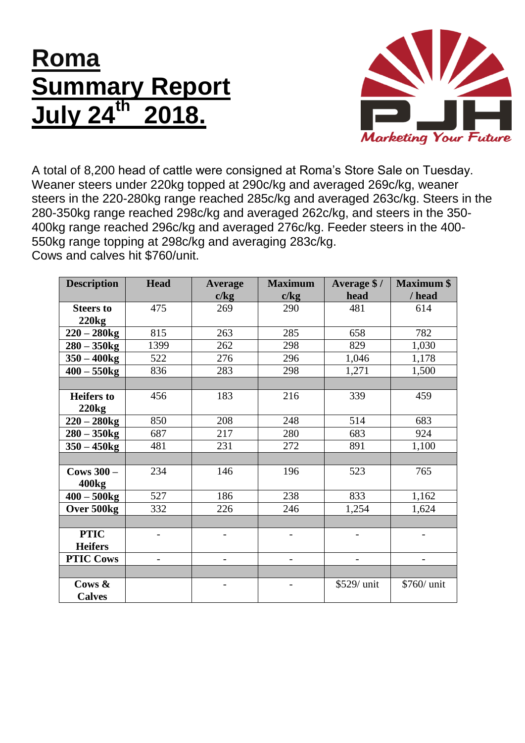# Roma Summary Report July 24th 2018.

Marketing Your Future

A total of 8,200 head of cattle were consigned at Roma's Store Sale on Tuesday. Weaner steers under 220kg topped at 290c/kg and averaged 269c/kg, weaner steers in the 220-280kg range reached 285c/kg and averaged 263c/kg. Steers in the 280-350kg range reached 298c/kg and averaged 262c/kg, and steers in the 350-400kg range reached 296c/kg and averaged 276c/kg. Feeder steers in the 400-550kg range topping at 298c/kg and averaging 283c/kg.
Cows and calves hit $760/unit.

| Description | Head | Average c/kg | Maximum c/kg | Average $ / head | Maximum $ / head |
|---|---|---|---|---|---|
| **Steers to 220kg** | 475 | 269 | 290 | 481 | 614 |
| **220 – 280kg** | 815 | 263 | 285 | 658 | 782 |
| **280 – 350kg** | 1399 | 262 | 298 | 829 | 1,030 |
| **350 – 400kg** | 522 | 276 | 296 | 1,046 | 1,178 |
| **400 – 550kg** | 836 | 283 | 298 | 1,271 | 1,500 |
| | | | | | |
| **Heifers to 220kg** | 456 | 183 | 216 | 339 | 459 |
| **220 – 280kg** | 850 | 208 | 248 | 514 | 683 |
| **280 – 350kg** | 687 | 217 | 280 | 683 | 924 |
| **350 – 450kg** | 481 | 231 | 272 | 891 | 1,100 |
| | | | | | |
| **Cows 300 – 400kg** | 234 | 146 | 196 | 523 | 765 |
| **400 – 500kg** | 527 | 186 | 238 | 833 | 1,162 |
| **Over 500kg** | 332 | 226 | 246 | 1,254 | 1,624 |
| | | | | | |
| **PTIC Heifers** | - | - | - | - | - |
| **PTIC Cows** | - | - | - | - | - |
| | | | | | |
| **Cows & Calves** | | - | - | $529/ unit | $760/ unit |